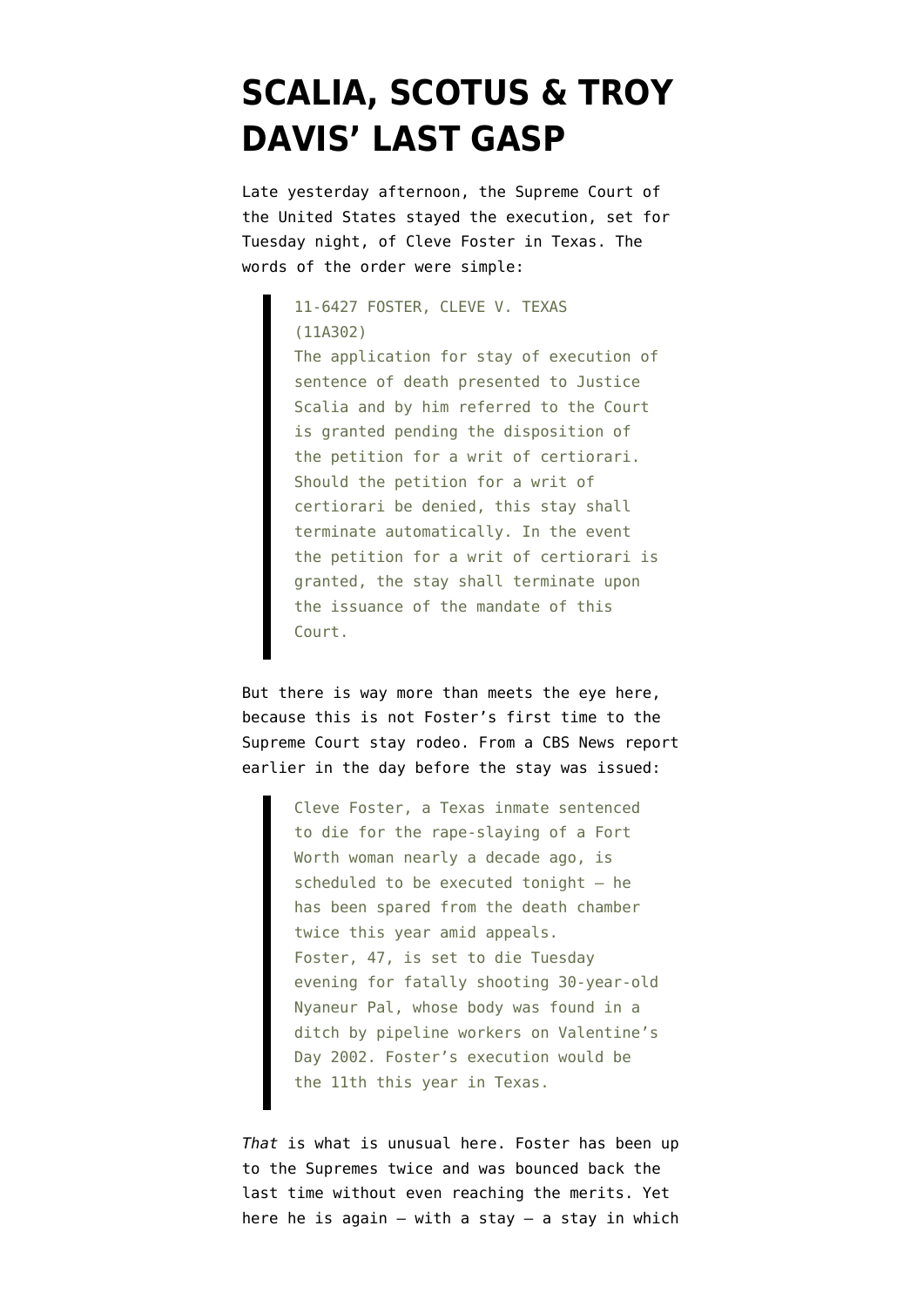# SCALIA, SCOTUS & TROY DAVIS' LAST GASP

Late yesterday afternoon, the Supreme Court of the United States stayed the execution, set for Tuesday night, of Cleve Foster in Texas. The words of the order were simple:

> 11-6427 FOSTER, CLEVE V. TEXAS (11A302)
> The application for stay of execution of sentence of death presented to Justice Scalia and by him referred to the Court is granted pending the disposition of the petition for a writ of certiorari. Should the petition for a writ of certiorari be denied, this stay shall terminate automatically. In the event the petition for a writ of certiorari is granted, the stay shall terminate upon the issuance of the mandate of this Court.

But there is way more than meets the eye here, because this is not Foster's first time to the Supreme Court stay rodeo. From a CBS News report earlier in the day before the stay was issued:

> Cleve Foster, a Texas inmate sentenced to die for the rape-slaying of a Fort Worth woman nearly a decade ago, is scheduled to be executed tonight – he has been spared from the death chamber twice this year amid appeals.
> Foster, 47, is set to die Tuesday evening for fatally shooting 30-year-old Nyaneur Pal, whose body was found in a ditch by pipeline workers on Valentine's Day 2002. Foster's execution would be the 11th this year in Texas.

*That* is what is unusual here. Foster has been up to the Supremes twice and was bounced back the last time without even reaching the merits. Yet here he is again – with a stay – a stay in which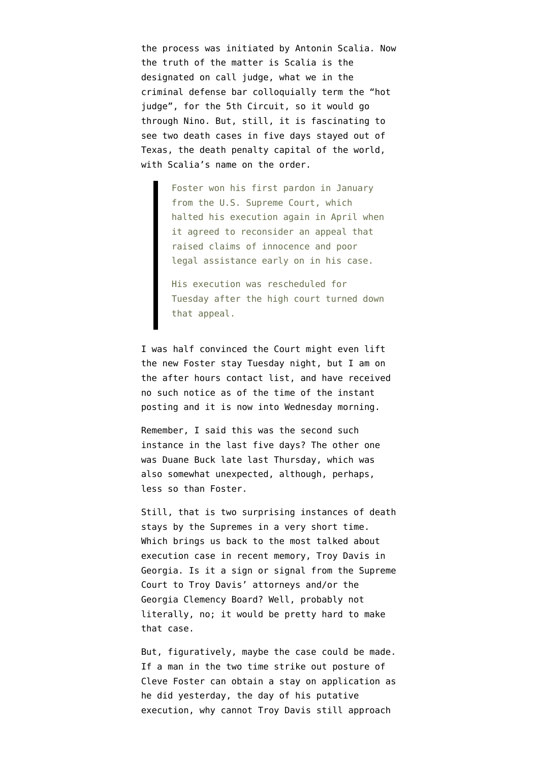the process was initiated by Antonin Scalia. Now the truth of the matter is Scalia is the designated on call judge, what we in the criminal defense bar colloquially term the "hot judge", for the 5th Circuit, so it would go through Nino. But, still, it is fascinating to see two death cases in five days stayed out of Texas, the death penalty capital of the world, with Scalia's name on the order.

> Foster won his first pardon in January from the U.S. Supreme Court, which halted his execution again in April when it agreed to reconsider an appeal that raised claims of innocence and poor legal assistance early on in his case.
>
> His execution was rescheduled for Tuesday after the high court turned down that appeal.

I was half convinced the Court might even lift the new Foster stay Tuesday night, but I am on the after hours contact list, and have received no such notice as of the time of the instant posting and it is now into Wednesday morning.

Remember, I said this was the second such instance in the last five days? The other one was Duane Buck late last Thursday, which was also somewhat unexpected, although, perhaps, less so than Foster.

Still, that is two surprising instances of death stays by the Supremes in a very short time. Which brings us back to the most talked about execution case in recent memory, Troy Davis in Georgia. Is it a sign or signal from the Supreme Court to Troy Davis' attorneys and/or the Georgia Clemency Board? Well, probably not literally, no; it would be pretty hard to make that case.

But, figuratively, maybe the case could be made. If a man in the two time strike out posture of Cleve Foster can obtain a stay on application as he did yesterday, the day of his putative execution, why cannot Troy Davis still approach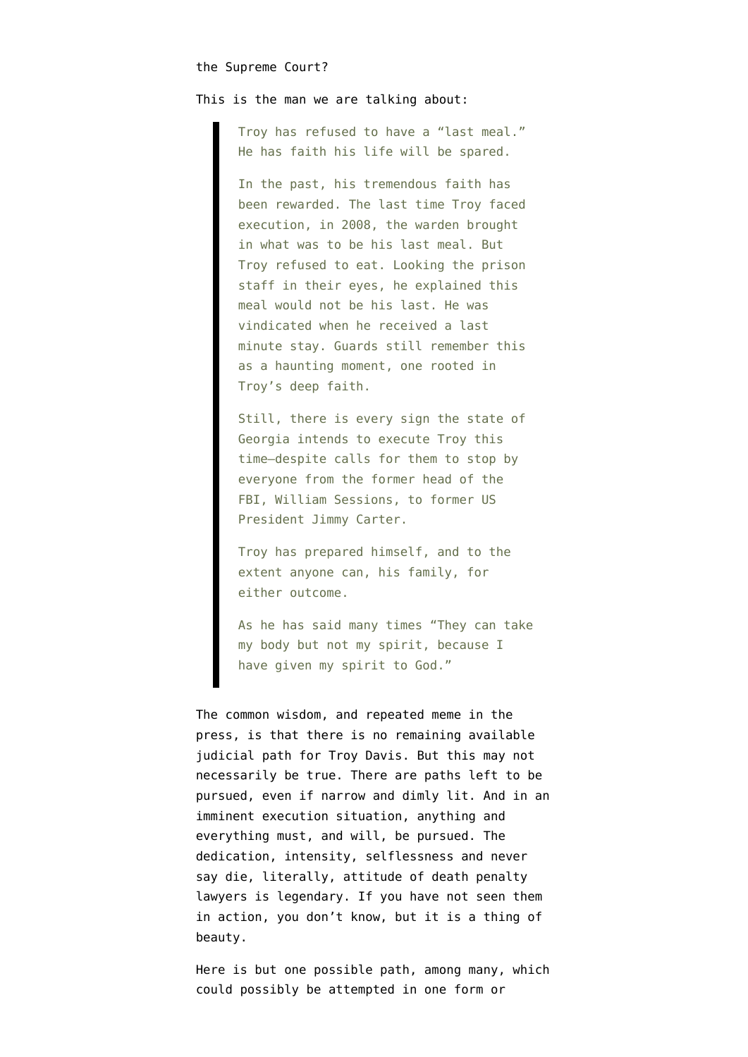the Supreme Court?

This is the man we are talking about:

> Troy has refused to have a "last meal." He has faith his life will be spared.
>
> In the past, his tremendous faith has been rewarded. The last time Troy faced execution, in 2008, the warden brought in what was to be his last meal. But Troy refused to eat. Looking the prison staff in their eyes, he explained this meal would not be his last. He was vindicated when he received a last minute stay. Guards still remember this as a haunting moment, one rooted in Troy's deep faith.
>
> Still, there is every sign the state of Georgia intends to execute Troy this time—despite calls for them to stop by everyone from the former head of the FBI, William Sessions, to former US President Jimmy Carter.
>
> Troy has prepared himself, and to the extent anyone can, his family, for either outcome.
>
> As he has said many times "They can take my body but not my spirit, because I have given my spirit to God."

The common wisdom, and repeated meme in the press, is that there is no remaining available judicial path for Troy Davis. But this may not necessarily be true. There are paths left to be pursued, even if narrow and dimly lit. And in an imminent execution situation, anything and everything must, and will, be pursued. The dedication, intensity, selflessness and never say die, literally, attitude of death penalty lawyers is legendary. If you have not seen them in action, you don't know, but it is a thing of beauty.

Here is but one possible path, among many, which could possibly be attempted in one form or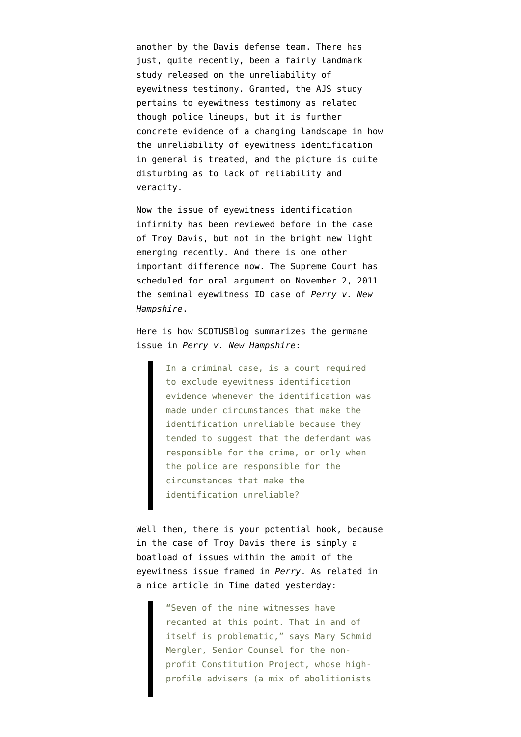another by the Davis defense team. There has just, quite recently, been a fairly landmark study released on the unreliability of eyewitness testimony. Granted, the AJS study pertains to eyewitness testimony as related though police lineups, but it is further concrete evidence of a changing landscape in how the unreliability of eyewitness identification in general is treated, and the picture is quite disturbing as to lack of reliability and veracity.

Now the issue of eyewitness identification infirmity has been reviewed before in the case of Troy Davis, but not in the bright new light emerging recently. And there is one other important difference now. The Supreme Court has scheduled for oral argument on November 2, 2011 the seminal eyewitness ID case of *Perry v. New Hampshire*.

Here is how SCOTUSBlog summarizes the germane issue in *Perry v. New Hampshire*:

> In a criminal case, is a court required to exclude eyewitness identification evidence whenever the identification was made under circumstances that make the identification unreliable because they tended to suggest that the defendant was responsible for the crime, or only when the police are responsible for the circumstances that make the identification unreliable?

Well then, there is your potential hook, because in the case of Troy Davis there is simply a boatload of issues within the ambit of the eyewitness issue framed in *Perry*. As related in a nice article in Time dated yesterday:

> "Seven of the nine witnesses have recanted at this point. That in and of itself is problematic," says Mary Schmid Mergler, Senior Counsel for the non-profit Constitution Project, whose high-profile advisers (a mix of abolitionists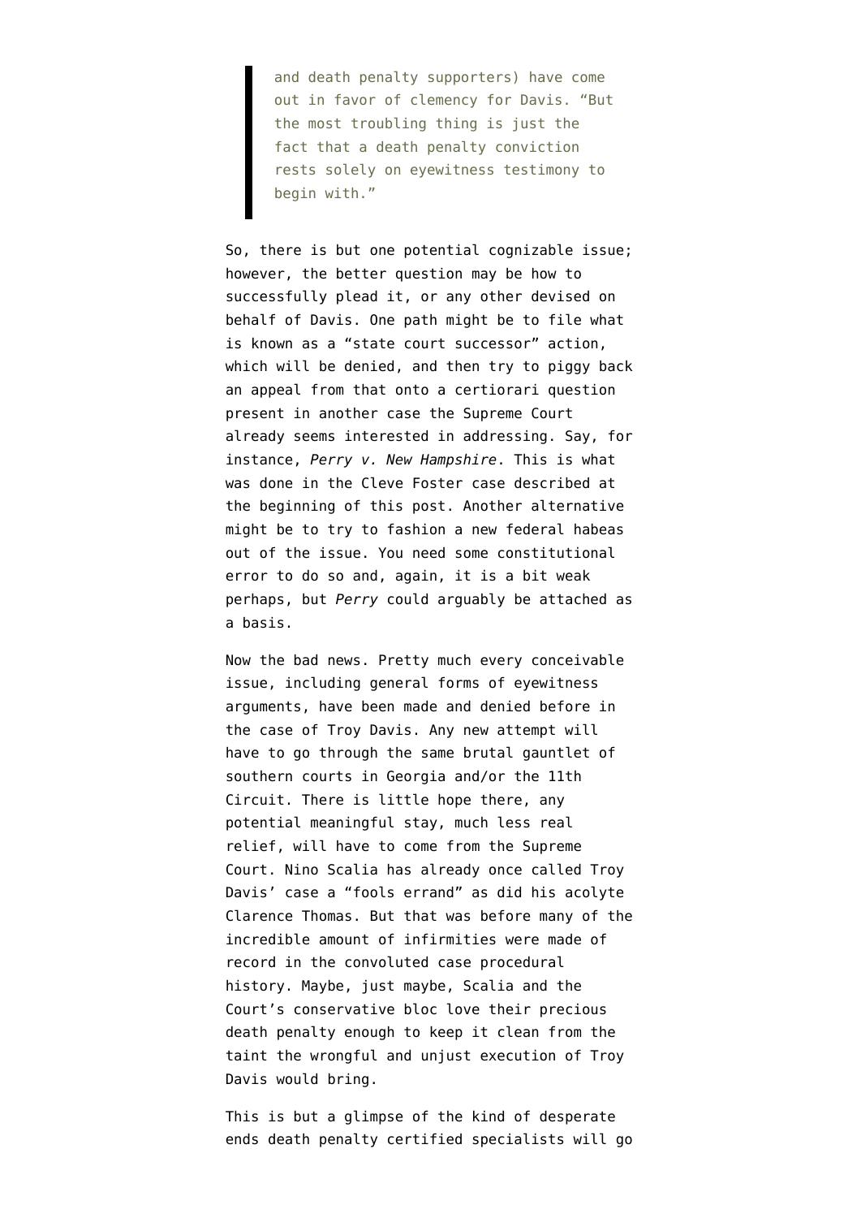> and death penalty supporters) have come out in favor of clemency for Davis. "But the most troubling thing is just the fact that a death penalty conviction rests solely on eyewitness testimony to begin with."

So, there is but one potential cognizable issue; however, the better question may be how to successfully plead it, or any other devised on behalf of Davis. One path might be to file what is known as a "state court successor" action, which will be denied, and then try to piggy back an appeal from that onto a certiorari question present in another case the Supreme Court already seems interested in addressing. Say, for instance, *Perry v. New Hampshire*. This is what was done in the Cleve Foster case described at the beginning of this post. Another alternative might be to try to fashion a new federal habeas out of the issue. You need some constitutional error to do so and, again, it is a bit weak perhaps, but *Perry* could arguably be attached as a basis.

Now the bad news. Pretty much every conceivable issue, including general forms of eyewitness arguments, have been made and denied before in the case of Troy Davis. Any new attempt will have to go through the same brutal gauntlet of southern courts in Georgia and/or the 11th Circuit. There is little hope there, any potential meaningful stay, much less real relief, will have to come from the Supreme Court. Nino Scalia has already once called Troy Davis' case a "fools errand" as did his acolyte Clarence Thomas. But that was before many of the incredible amount of infirmities were made of record in the convoluted case procedural history. Maybe, just maybe, Scalia and the Court's conservative bloc love their precious death penalty enough to keep it clean from the taint the wrongful and unjust execution of Troy Davis would bring.

This is but a glimpse of the kind of desperate ends death penalty certified specialists will go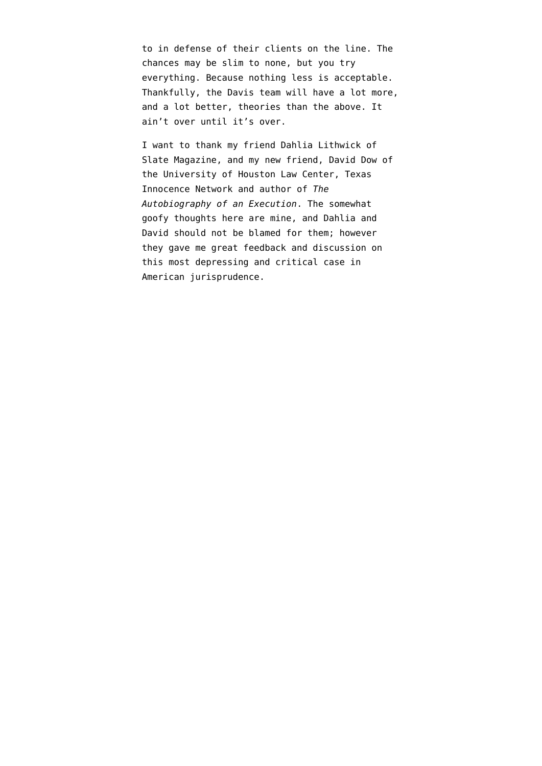to in defense of their clients on the line. The chances may be slim to none, but you try everything. Because nothing less is acceptable. Thankfully, the Davis team will have a lot more, and a lot better, theories than the above. It ain't over until it's over.

I want to thank my friend Dahlia Lithwick of Slate Magazine, and my new friend, David Dow of the University of Houston Law Center, Texas Innocence Network and author of *The Autobiography of an Execution*. The somewhat goofy thoughts here are mine, and Dahlia and David should not be blamed for them; however they gave me great feedback and discussion on this most depressing and critical case in American jurisprudence.